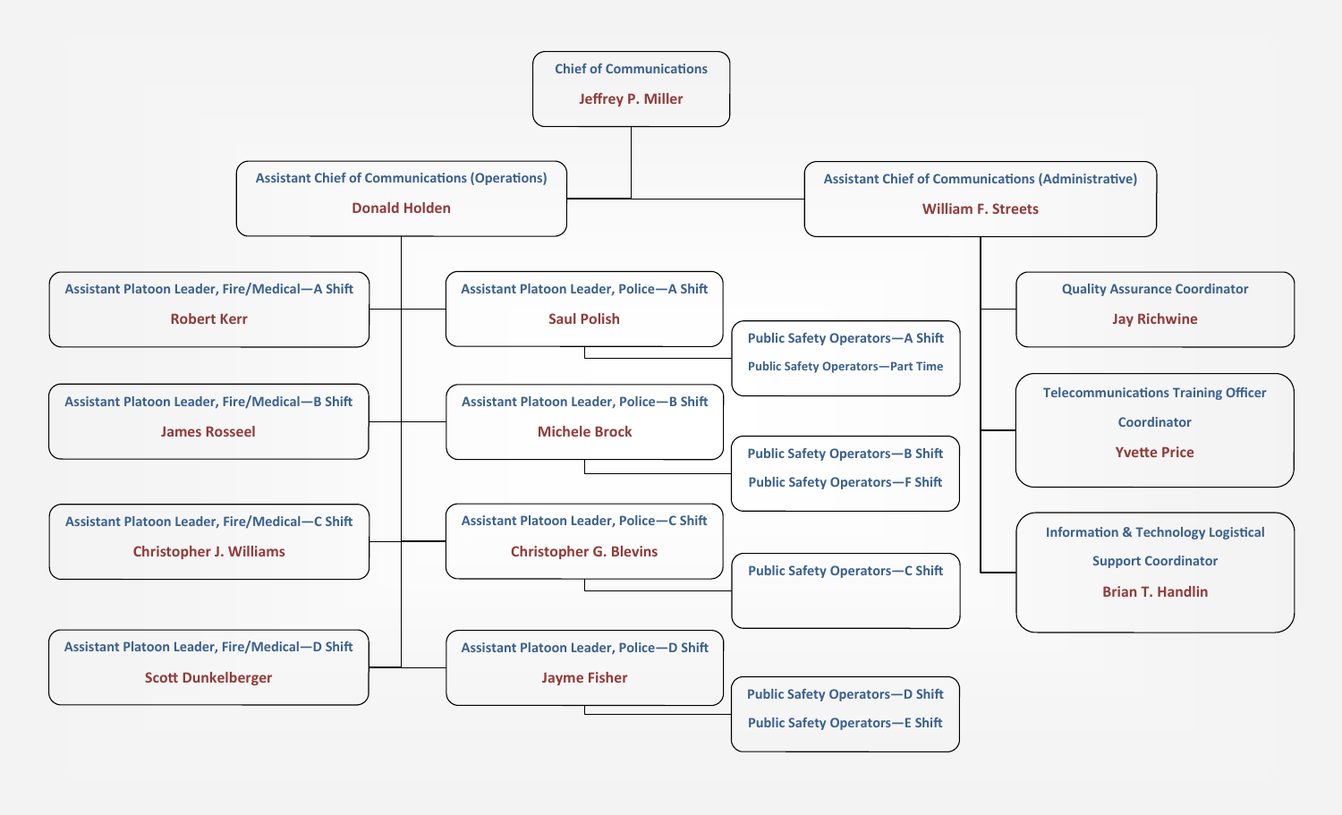- **Chief of Communications** — Jeffrey P. Miller
  - **Assistant Chief of Communications (Operations)** — Donald Holden
    - **Assistant Platoon Leader, Fire/Medical—A Shift** — Robert Kerr
    - **Assistant Platoon Leader, Police—A Shift** — Saul Polish
      - Public Safety Operators—A Shift
      - Public Safety Operators—Part Time
    - **Assistant Platoon Leader, Fire/Medical—B Shift** — James Rosseel
    - **Assistant Platoon Leader, Police—B Shift** — Michele Brock
      - Public Safety Operators—B Shift
      - Public Safety Operators—F Shift
    - **Assistant Platoon Leader, Fire/Medical—C Shift** — Christopher J. Williams
    - **Assistant Platoon Leader, Police—C Shift** — Christopher G. Blevins
      - Public Safety Operators—C Shift
    - **Assistant Platoon Leader, Fire/Medical—D Shift** — Scott Dunkelberger
    - **Assistant Platoon Leader, Police—D Shift** — Jayme Fisher
      - Public Safety Operators—D Shift
      - Public Safety Operators—E Shift
  - **Assistant Chief of Communications (Administrative)** — William F. Streets
    - **Quality Assurance Coordinator** — Jay Richwine
    - **Telecommunications Training Officer Coordinator** — Yvette Price
    - **Information & Technology Logistical Support Coordinator** — Brian T. Handlin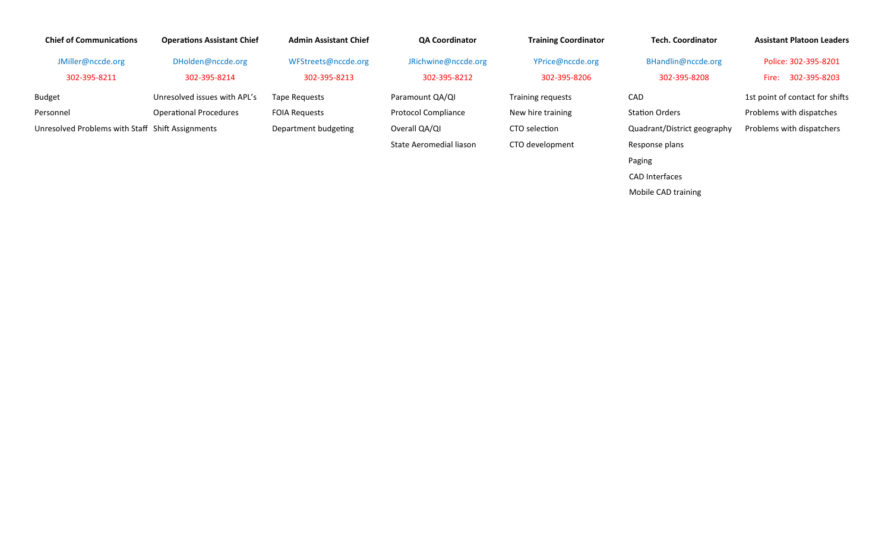| Chief of Communications | Operations Assistant Chief | Admin Assistant Chief | QA Coordinator | Training Coordinator | Tech. Coordinator | Assistant Platoon Leaders |
|---|---|---|---|---|---|---|
| JMiller@nccde.org | DHolden@nccde.org | WFStreets@nccde.org | JRichwine@nccde.org | YPrice@nccde.org | BHandlin@nccde.org | Police: 302-395-8201 |
| 302-395-8211 | 302-395-8214 | 302-395-8213 | 302-395-8212 | 302-395-8206 | 302-395-8208 | Fire: 302-395-8203 |
| Budget | Unresolved issues with APL's | Tape Requests | Paramount QA/QI | Training requests | CAD | 1st point of contact for shifts |
| Personnel | Operational Procedures | FOIA Requests | Protocol Compliance | New hire training | Station Orders | Problems with dispatches |
| Unresolved Problems with Staff | Shift Assignments | Department budgeting | Overall QA/QI | CTO selection | Quadrant/District geography | Problems with dispatchers |
| | | | State Aeromedial liason | CTO development | Response plans | |
| | | | | | Paging | |
| | | | | | CAD Interfaces | |
| | | | | | Mobile CAD training | |